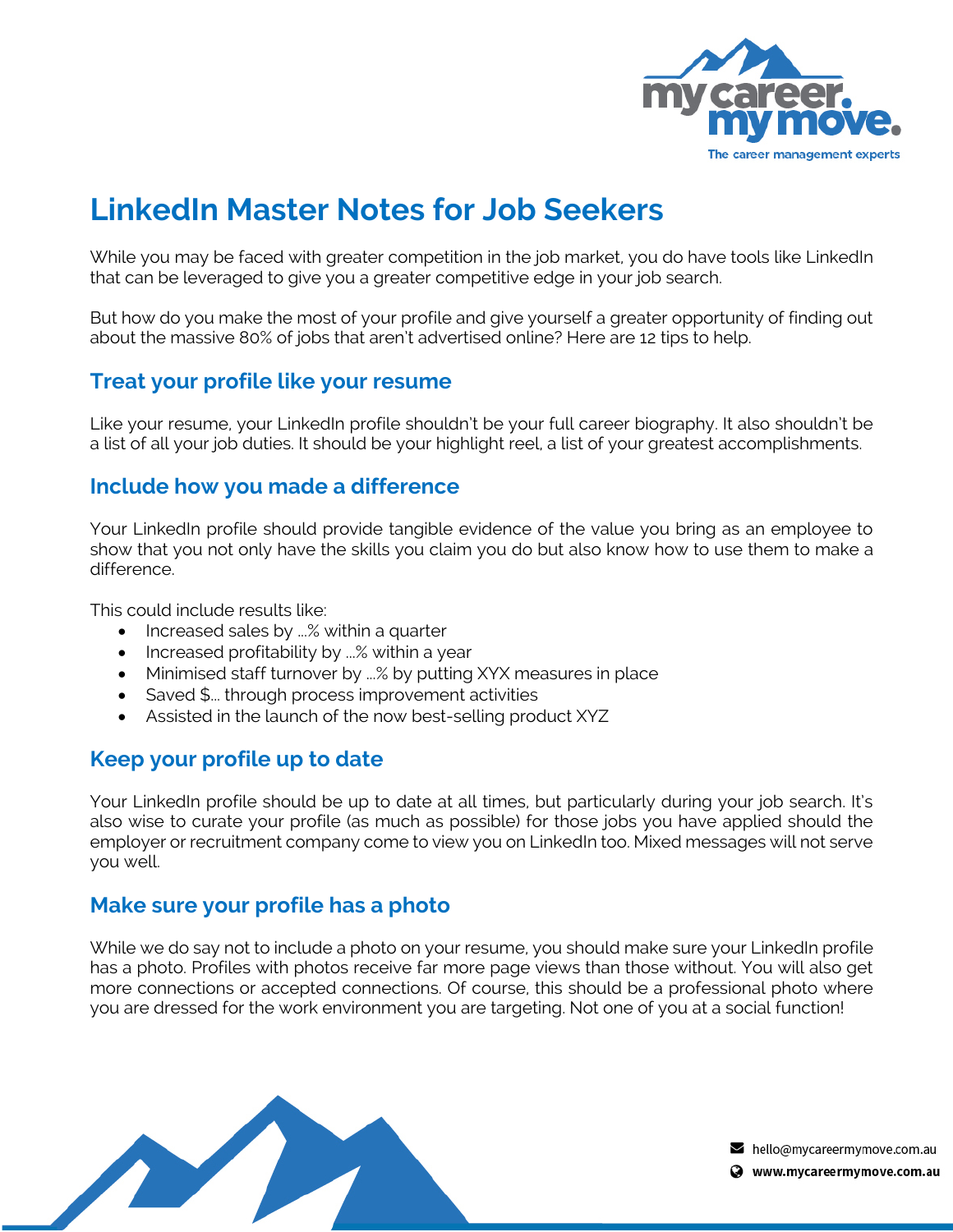# LinkedIn Master Notes for Job Seekers

While you may be faced with greater competition in the job market, you do have tools like LinkedIn that can be leveraged to give you a greater competitive edge in your job search.

But how do you make the most of your profile and give yourself a greater opportunity of finding out about the massive 80% of jobs that aren't advertised online? Here are 12 tips to help.

## Treat your profile like your resume

Like your resume, your LinkedIn profile shouldn't be your full career biography. It also shouldn't be a list of all your job duties. It should be your highlight reel, a list of your greatest accomplishments.

## Include how you made a difference

Your LinkedIn profile should provide tangible evidence of the value you bring as an employee to show that you not only have the skills you claim you do but also know how to use them to make a difference.

This could include results like:

- Increased sales by …% within a quarter
- Increased profitability by …% within a year
- Minimised staff turnover by …% by putting XYX measures in place
- Saved $… through process improvement activities
- Assisted in the launch of the now best-selling product XYZ

## Keep your profile up to date

Your LinkedIn profile should be up to date at all times, but particularly during your job search. It's also wise to curate your profile (as much as possible) for those jobs you have applied should the employer or recruitment company come to view you on LinkedIn too. Mixed messages will not serve you well.

## Make sure your profile has a photo

While we do say not to include a photo on your resume, you should make sure your LinkedIn profile has a photo. Profiles with photos receive far more page views than those without. You will also get more connections or accepted connections. Of course, this should be a professional photo where you are dressed for the work environment you are targeting. Not one of you at a social function!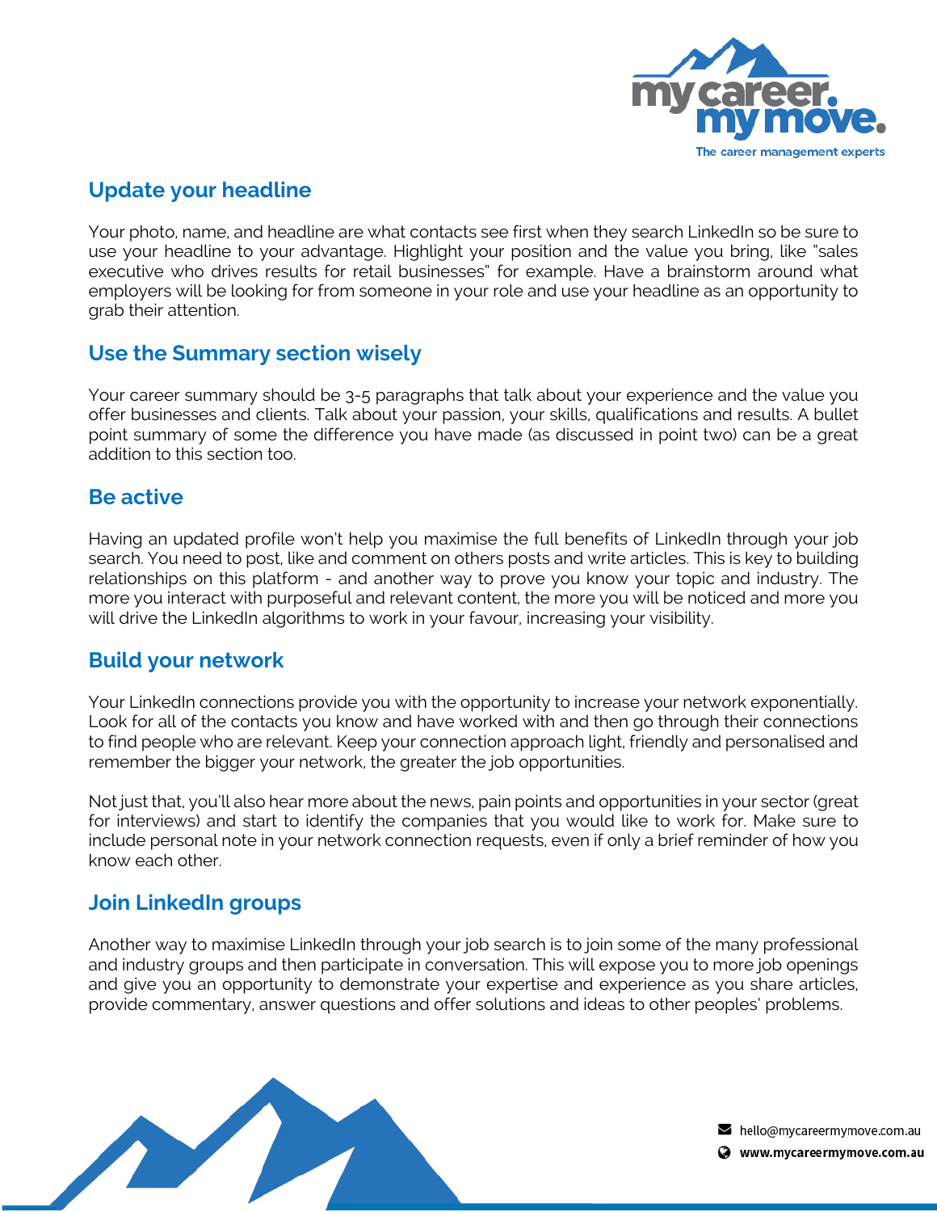## Update your headline

Your photo, name, and headline are what contacts see first when they search LinkedIn so be sure to use your headline to your advantage. Highlight your position and the value you bring, like "sales executive who drives results for retail businesses" for example. Have a brainstorm around what employers will be looking for from someone in your role and use your headline as an opportunity to grab their attention.

## Use the Summary section wisely

Your career summary should be 3-5 paragraphs that talk about your experience and the value you offer businesses and clients. Talk about your passion, your skills, qualifications and results. A bullet point summary of some the difference you have made (as discussed in point two) can be a great addition to this section too.

## Be active

Having an updated profile won't help you maximise the full benefits of LinkedIn through your job search. You need to post, like and comment on others posts and write articles. This is key to building relationships on this platform - and another way to prove you know your topic and industry. The more you interact with purposeful and relevant content, the more you will be noticed and more you will drive the LinkedIn algorithms to work in your favour, increasing your visibility.

## Build your network

Your LinkedIn connections provide you with the opportunity to increase your network exponentially. Look for all of the contacts you know and have worked with and then go through their connections to find people who are relevant. Keep your connection approach light, friendly and personalised and remember the bigger your network, the greater the job opportunities.

Not just that, you'll also hear more about the news, pain points and opportunities in your sector (great for interviews) and start to identify the companies that you would like to work for. Make sure to include personal note in your network connection requests, even if only a brief reminder of how you know each other.

## Join LinkedIn groups

Another way to maximise LinkedIn through your job search is to join some of the many professional and industry groups and then participate in conversation. This will expose you to more job openings and give you an opportunity to demonstrate your expertise and experience as you share articles, provide commentary, answer questions and offer solutions and ideas to other peoples' problems.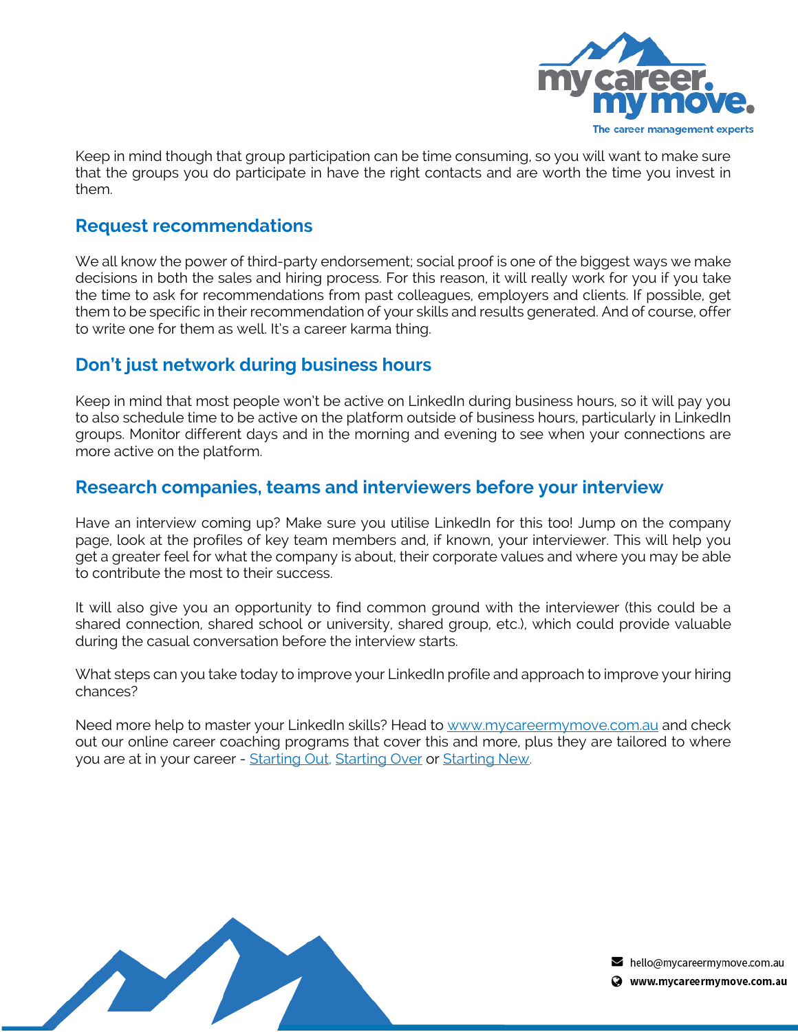Keep in mind though that group participation can be time consuming, so you will want to make sure that the groups you do participate in have the right contacts and are worth the time you invest in them.

## Request recommendations

We all know the power of third-party endorsement; social proof is one of the biggest ways we make decisions in both the sales and hiring process. For this reason, it will really work for you if you take the time to ask for recommendations from past colleagues, employers and clients. If possible, get them to be specific in their recommendation of your skills and results generated. And of course, offer to write one for them as well. It's a career karma thing.

## Don't just network during business hours

Keep in mind that most people won't be active on LinkedIn during business hours, so it will pay you to also schedule time to be active on the platform outside of business hours, particularly in LinkedIn groups. Monitor different days and in the morning and evening to see when your connections are more active on the platform.

## Research companies, teams and interviewers before your interview

Have an interview coming up? Make sure you utilise LinkedIn for this too! Jump on the company page, look at the profiles of key team members and, if known, your interviewer. This will help you get a greater feel for what the company is about, their corporate values and where you may be able to contribute the most to their success.

It will also give you an opportunity to find common ground with the interviewer (this could be a shared connection, shared school or university, shared group, etc.), which could provide valuable during the casual conversation before the interview starts.

What steps can you take today to improve your LinkedIn profile and approach to improve your hiring chances?

Need more help to master your LinkedIn skills? Head to [www.mycareermymove.com.au](http://www.mycareermymove.com.au) and check out our online career coaching programs that cover this and more, plus they are tailored to where you are at in your career - Starting Out, Starting Over or Starting New.